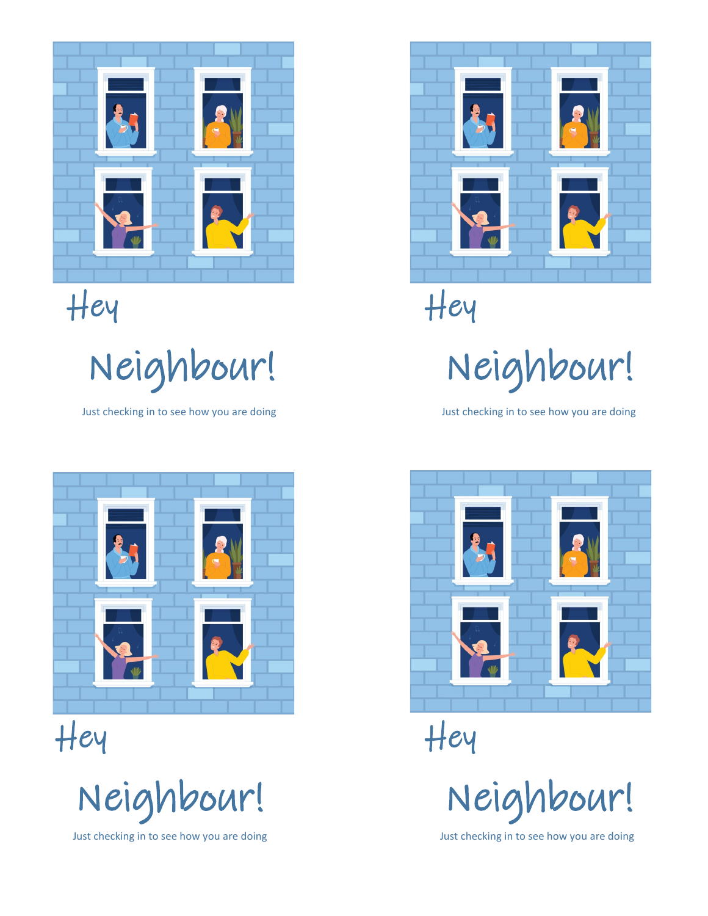Hey

Neighbour!

Just checking in to see how you are doing

Hey

Neighbour!

Just checking in to see how you are doing

Hey

Neighbour!

Just checking in to see how you are doing

Hey

Neighbour!

Just checking in to see how you are doing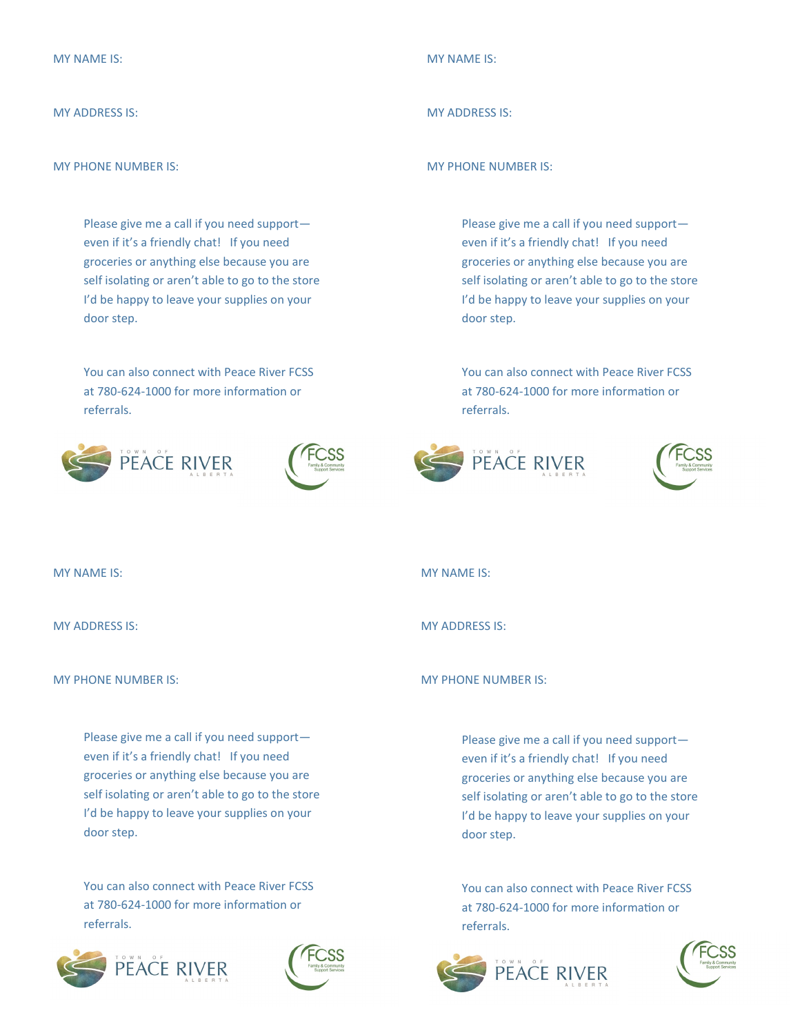MY NAME IS:

MY ADDRESS IS:

MY PHONE NUMBER IS:

Please give me a call if you need support—even if it's a friendly chat! If you need groceries or anything else because you are self isolating or aren't able to go to the store I'd be happy to leave your supplies on your door step.

You can also connect with Peace River FCSS at 780-624-1000 for more information or referrals.

TOWN OF PEACE RIVER ALBERTA

FCSS Family & Community Support Services

MY NAME IS:

MY ADDRESS IS:

MY PHONE NUMBER IS:

Please give me a call if you need support—even if it's a friendly chat! If you need groceries or anything else because you are self isolating or aren't able to go to the store I'd be happy to leave your supplies on your door step.

You can also connect with Peace River FCSS at 780-624-1000 for more information or referrals.

TOWN OF PEACE RIVER ALBERTA

FCSS Family & Community Support Services

MY NAME IS:

MY ADDRESS IS:

MY PHONE NUMBER IS:

Please give me a call if you need support—even if it's a friendly chat! If you need groceries or anything else because you are self isolating or aren't able to go to the store I'd be happy to leave your supplies on your door step.

You can also connect with Peace River FCSS at 780-624-1000 for more information or referrals.

TOWN OF PEACE RIVER ALBERTA

FCSS Family & Community Support Services

MY NAME IS:

MY ADDRESS IS:

MY PHONE NUMBER IS:

Please give me a call if you need support—even if it's a friendly chat! If you need groceries or anything else because you are self isolating or aren't able to go to the store I'd be happy to leave your supplies on your door step.

You can also connect with Peace River FCSS at 780-624-1000 for more information or referrals.

TOWN OF PEACE RIVER ALBERTA

FCSS Family & Community Support Services